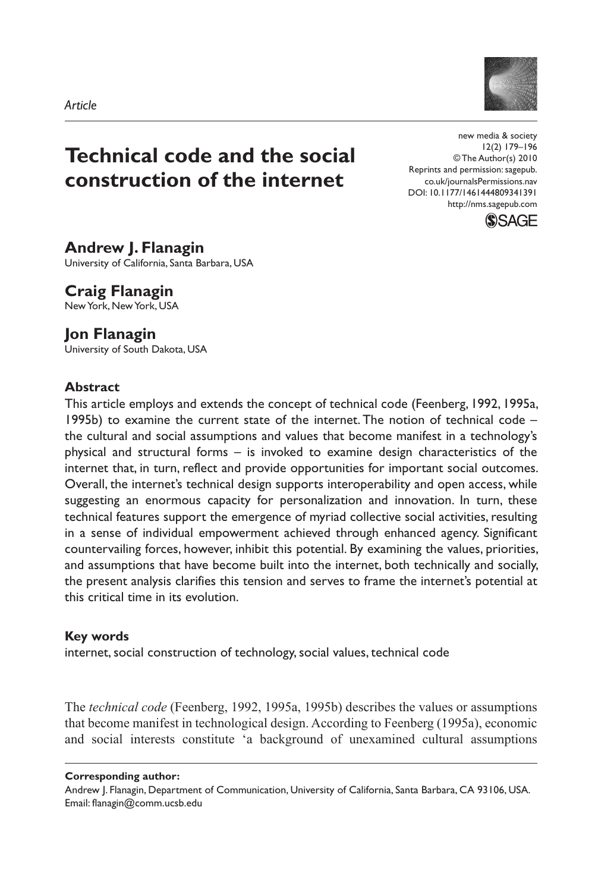*Article*

# Technical code and the social construction of the internet

new media & society
12(2) 179–196
© The Author(s) 2010
Reprints and permission: sagepub.co.uk/journalsPermissions.nav
DOI: 10.1177/1461444809341391
http://nms.sagepub.com

**Andrew J. Flanagin**
University of California, Santa Barbara, USA

**Craig Flanagin**
New York, New York, USA

**Jon Flanagin**
University of South Dakota, USA

### Abstract

This article employs and extends the concept of technical code (Feenberg, 1992, 1995a, 1995b) to examine the current state of the internet. The notion of technical code – the cultural and social assumptions and values that become manifest in a technology's physical and structural forms – is invoked to examine design characteristics of the internet that, in turn, reflect and provide opportunities for important social outcomes. Overall, the internet's technical design supports interoperability and open access, while suggesting an enormous capacity for personalization and innovation. In turn, these technical features support the emergence of myriad collective social activities, resulting in a sense of individual empowerment achieved through enhanced agency. Significant countervailing forces, however, inhibit this potential. By examining the values, priorities, and assumptions that have become built into the internet, both technically and socially, the present analysis clarifies this tension and serves to frame the internet's potential at this critical time in its evolution.

### Key words

internet, social construction of technology, social values, technical code

The *technical code* (Feenberg, 1992, 1995a, 1995b) describes the values or assumptions that become manifest in technological design. According to Feenberg (1995a), economic and social interests constitute 'a background of unexamined cultural assumptions

**Corresponding author:**
Andrew J. Flanagin, Department of Communication, University of California, Santa Barbara, CA 93106, USA.
Email: flanagin@comm.ucsb.edu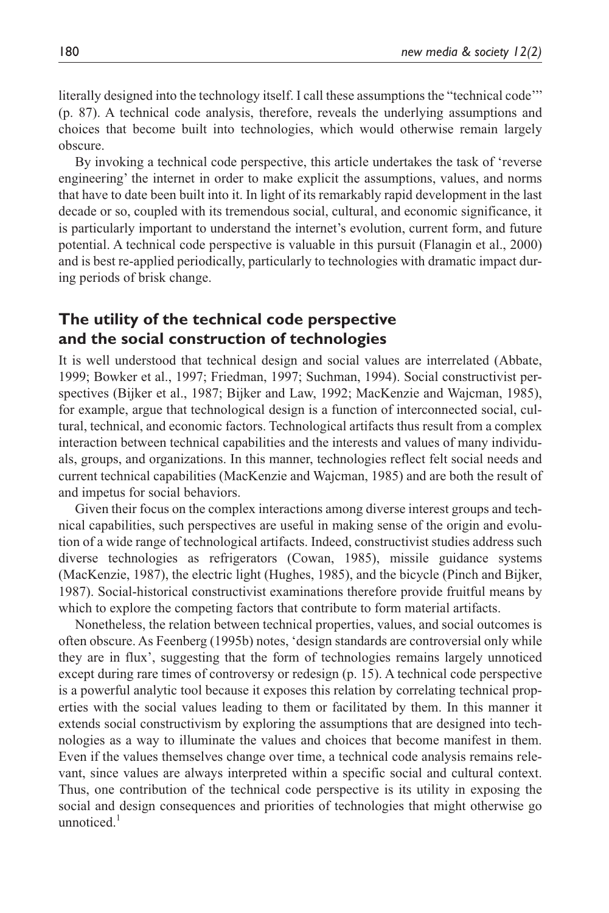literally designed into the technology itself. I call these assumptions the "technical code'" (p. 87). A technical code analysis, therefore, reveals the underlying assumptions and choices that become built into technologies, which would otherwise remain largely obscure.

By invoking a technical code perspective, this article undertakes the task of 'reverse engineering' the internet in order to make explicit the assumptions, values, and norms that have to date been built into it. In light of its remarkably rapid development in the last decade or so, coupled with its tremendous social, cultural, and economic significance, it is particularly important to understand the internet's evolution, current form, and future potential. A technical code perspective is valuable in this pursuit (Flanagin et al., 2000) and is best re-applied periodically, particularly to technologies with dramatic impact during periods of brisk change.

## The utility of the technical code perspective and the social construction of technologies

It is well understood that technical design and social values are interrelated (Abbate, 1999; Bowker et al., 1997; Friedman, 1997; Suchman, 1994). Social constructivist perspectives (Bijker et al., 1987; Bijker and Law, 1992; MacKenzie and Wajcman, 1985), for example, argue that technological design is a function of interconnected social, cultural, technical, and economic factors. Technological artifacts thus result from a complex interaction between technical capabilities and the interests and values of many individuals, groups, and organizations. In this manner, technologies reflect felt social needs and current technical capabilities (MacKenzie and Wajcman, 1985) and are both the result of and impetus for social behaviors.

Given their focus on the complex interactions among diverse interest groups and technical capabilities, such perspectives are useful in making sense of the origin and evolution of a wide range of technological artifacts. Indeed, constructivist studies address such diverse technologies as refrigerators (Cowan, 1985), missile guidance systems (MacKenzie, 1987), the electric light (Hughes, 1985), and the bicycle (Pinch and Bijker, 1987). Social-historical constructivist examinations therefore provide fruitful means by which to explore the competing factors that contribute to form material artifacts.

Nonetheless, the relation between technical properties, values, and social outcomes is often obscure. As Feenberg (1995b) notes, 'design standards are controversial only while they are in flux', suggesting that the form of technologies remains largely unnoticed except during rare times of controversy or redesign (p. 15). A technical code perspective is a powerful analytic tool because it exposes this relation by correlating technical properties with the social values leading to them or facilitated by them. In this manner it extends social constructivism by exploring the assumptions that are designed into technologies as a way to illuminate the values and choices that become manifest in them. Even if the values themselves change over time, a technical code analysis remains relevant, since values are always interpreted within a specific social and cultural context. Thus, one contribution of the technical code perspective is its utility in exposing the social and design consequences and priorities of technologies that might otherwise go unnoticed.[1]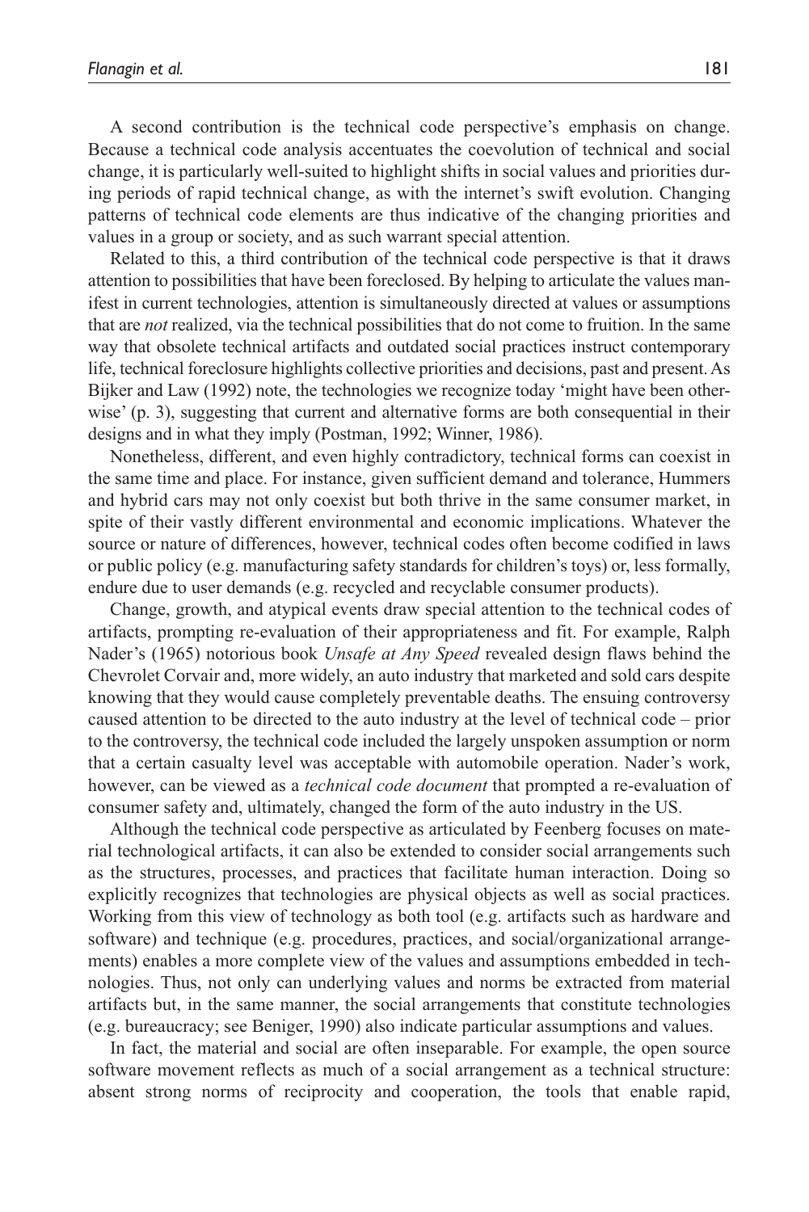A second contribution is the technical code perspective's emphasis on change. Because a technical code analysis accentuates the coevolution of technical and social change, it is particularly well-suited to highlight shifts in social values and priorities during periods of rapid technical change, as with the internet's swift evolution. Changing patterns of technical code elements are thus indicative of the changing priorities and values in a group or society, and as such warrant special attention.

Related to this, a third contribution of the technical code perspective is that it draws attention to possibilities that have been foreclosed. By helping to articulate the values manifest in current technologies, attention is simultaneously directed at values or assumptions that are *not* realized, via the technical possibilities that do not come to fruition. In the same way that obsolete technical artifacts and outdated social practices instruct contemporary life, technical foreclosure highlights collective priorities and decisions, past and present. As Bijker and Law (1992) note, the technologies we recognize today 'might have been otherwise' (p. 3), suggesting that current and alternative forms are both consequential in their designs and in what they imply (Postman, 1992; Winner, 1986).

Nonetheless, different, and even highly contradictory, technical forms can coexist in the same time and place. For instance, given sufficient demand and tolerance, Hummers and hybrid cars may not only coexist but both thrive in the same consumer market, in spite of their vastly different environmental and economic implications. Whatever the source or nature of differences, however, technical codes often become codified in laws or public policy (e.g. manufacturing safety standards for children's toys) or, less formally, endure due to user demands (e.g. recycled and recyclable consumer products).

Change, growth, and atypical events draw special attention to the technical codes of artifacts, prompting re-evaluation of their appropriateness and fit. For example, Ralph Nader's (1965) notorious book *Unsafe at Any Speed* revealed design flaws behind the Chevrolet Corvair and, more widely, an auto industry that marketed and sold cars despite knowing that they would cause completely preventable deaths. The ensuing controversy caused attention to be directed to the auto industry at the level of technical code – prior to the controversy, the technical code included the largely unspoken assumption or norm that a certain casualty level was acceptable with automobile operation. Nader's work, however, can be viewed as a *technical code document* that prompted a re-evaluation of consumer safety and, ultimately, changed the form of the auto industry in the US.

Although the technical code perspective as articulated by Feenberg focuses on material technological artifacts, it can also be extended to consider social arrangements such as the structures, processes, and practices that facilitate human interaction. Doing so explicitly recognizes that technologies are physical objects as well as social practices. Working from this view of technology as both tool (e.g. artifacts such as hardware and software) and technique (e.g. procedures, practices, and social/organizational arrangements) enables a more complete view of the values and assumptions embedded in technologies. Thus, not only can underlying values and norms be extracted from material artifacts but, in the same manner, the social arrangements that constitute technologies (e.g. bureaucracy; see Beniger, 1990) also indicate particular assumptions and values.

In fact, the material and social are often inseparable. For example, the open source software movement reflects as much of a social arrangement as a technical structure: absent strong norms of reciprocity and cooperation, the tools that enable rapid,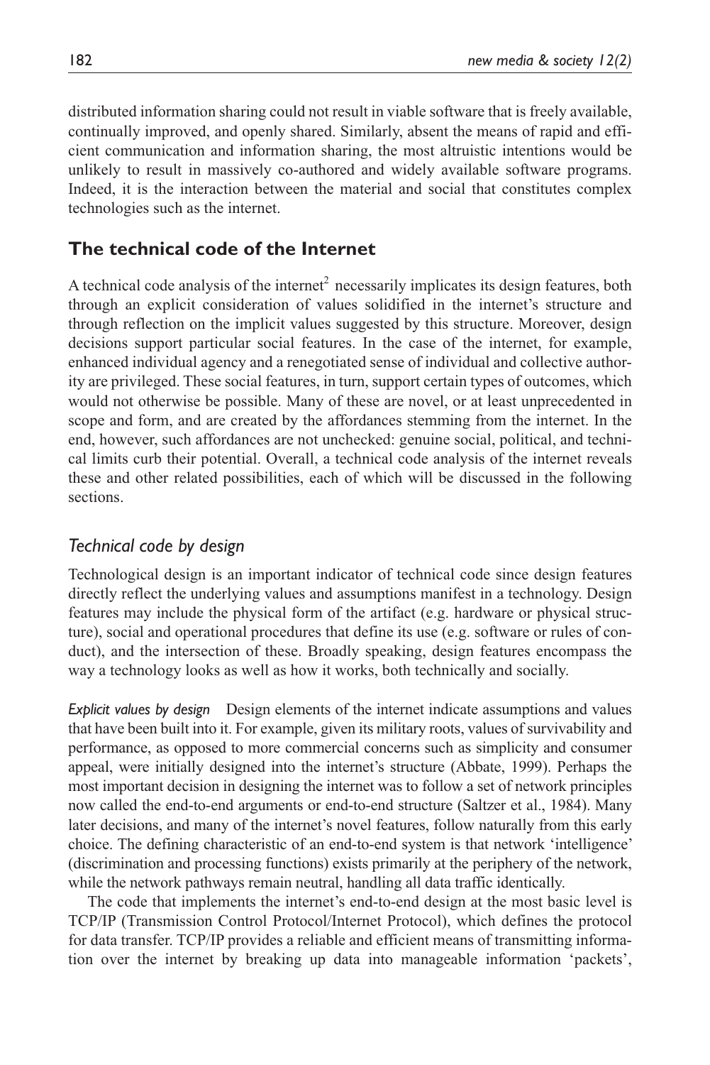distributed information sharing could not result in viable software that is freely available, continually improved, and openly shared. Similarly, absent the means of rapid and efficient communication and information sharing, the most altruistic intentions would be unlikely to result in massively co-authored and widely available software programs. Indeed, it is the interaction between the material and social that constitutes complex technologies such as the internet.

## The technical code of the Internet

A technical code analysis of the internet[2] necessarily implicates its design features, both through an explicit consideration of values solidified in the internet's structure and through reflection on the implicit values suggested by this structure. Moreover, design decisions support particular social features. In the case of the internet, for example, enhanced individual agency and a renegotiated sense of individual and collective authority are privileged. These social features, in turn, support certain types of outcomes, which would not otherwise be possible. Many of these are novel, or at least unprecedented in scope and form, and are created by the affordances stemming from the internet. In the end, however, such affordances are not unchecked: genuine social, political, and technical limits curb their potential. Overall, a technical code analysis of the internet reveals these and other related possibilities, each of which will be discussed in the following sections.

### *Technical code by design*

Technological design is an important indicator of technical code since design features directly reflect the underlying values and assumptions manifest in a technology. Design features may include the physical form of the artifact (e.g. hardware or physical structure), social and operational procedures that define its use (e.g. software or rules of conduct), and the intersection of these. Broadly speaking, design features encompass the way a technology looks as well as how it works, both technically and socially.

*Explicit values by design* Design elements of the internet indicate assumptions and values that have been built into it. For example, given its military roots, values of survivability and performance, as opposed to more commercial concerns such as simplicity and consumer appeal, were initially designed into the internet's structure (Abbate, 1999). Perhaps the most important decision in designing the internet was to follow a set of network principles now called the end-to-end arguments or end-to-end structure (Saltzer et al., 1984). Many later decisions, and many of the internet's novel features, follow naturally from this early choice. The defining characteristic of an end-to-end system is that network 'intelligence' (discrimination and processing functions) exists primarily at the periphery of the network, while the network pathways remain neutral, handling all data traffic identically.

The code that implements the internet's end-to-end design at the most basic level is TCP/IP (Transmission Control Protocol/Internet Protocol), which defines the protocol for data transfer. TCP/IP provides a reliable and efficient means of transmitting information over the internet by breaking up data into manageable information 'packets',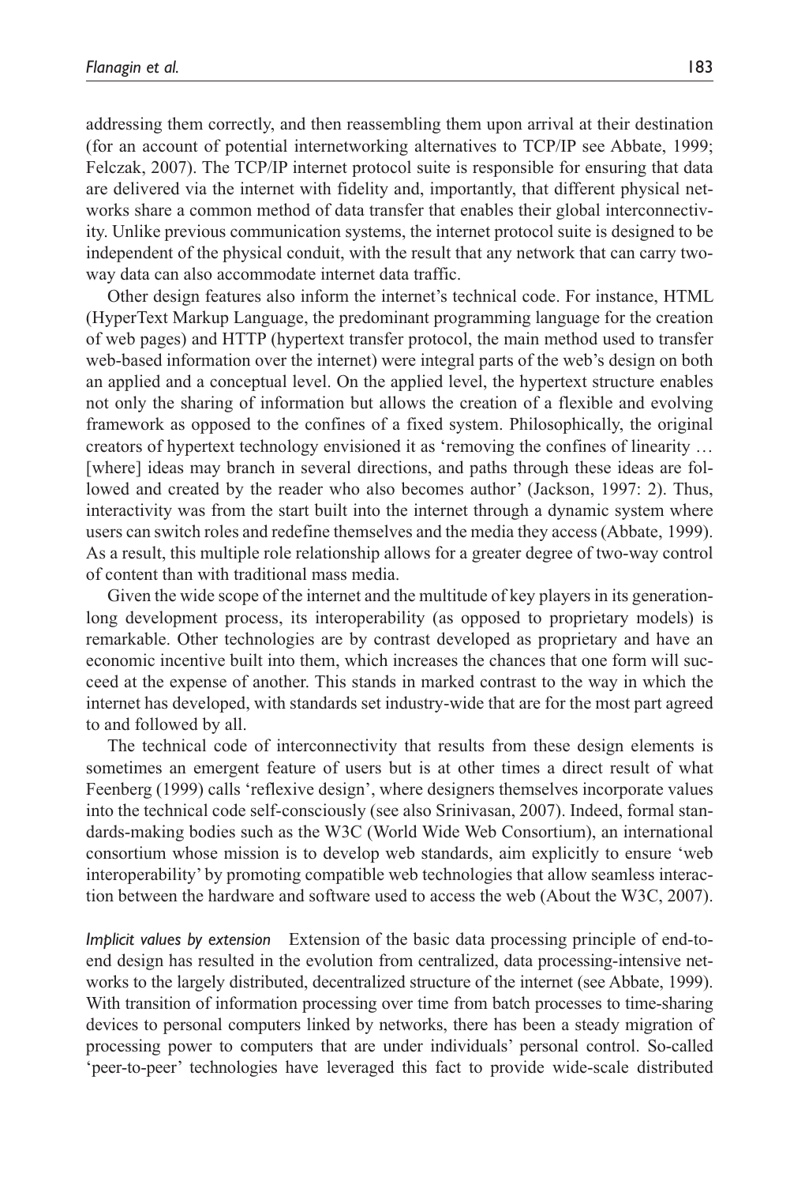addressing them correctly, and then reassembling them upon arrival at their destination (for an account of potential internetworking alternatives to TCP/IP see Abbate, 1999; Felczak, 2007). The TCP/IP internet protocol suite is responsible for ensuring that data are delivered via the internet with fidelity and, importantly, that different physical networks share a common method of data transfer that enables their global interconnectivity. Unlike previous communication systems, the internet protocol suite is designed to be independent of the physical conduit, with the result that any network that can carry two-way data can also accommodate internet data traffic.

Other design features also inform the internet's technical code. For instance, HTML (HyperText Markup Language, the predominant programming language for the creation of web pages) and HTTP (hypertext transfer protocol, the main method used to transfer web-based information over the internet) were integral parts of the web's design on both an applied and a conceptual level. On the applied level, the hypertext structure enables not only the sharing of information but allows the creation of a flexible and evolving framework as opposed to the confines of a fixed system. Philosophically, the original creators of hypertext technology envisioned it as 'removing the confines of linearity … [where] ideas may branch in several directions, and paths through these ideas are followed and created by the reader who also becomes author' (Jackson, 1997: 2). Thus, interactivity was from the start built into the internet through a dynamic system where users can switch roles and redefine themselves and the media they access (Abbate, 1999). As a result, this multiple role relationship allows for a greater degree of two-way control of content than with traditional mass media.

Given the wide scope of the internet and the multitude of key players in its generation-long development process, its interoperability (as opposed to proprietary models) is remarkable. Other technologies are by contrast developed as proprietary and have an economic incentive built into them, which increases the chances that one form will succeed at the expense of another. This stands in marked contrast to the way in which the internet has developed, with standards set industry-wide that are for the most part agreed to and followed by all.

The technical code of interconnectivity that results from these design elements is sometimes an emergent feature of users but is at other times a direct result of what Feenberg (1999) calls 'reflexive design', where designers themselves incorporate values into the technical code self-consciously (see also Srinivasan, 2007). Indeed, formal standards-making bodies such as the W3C (World Wide Web Consortium), an international consortium whose mission is to develop web standards, aim explicitly to ensure 'web interoperability' by promoting compatible web technologies that allow seamless interaction between the hardware and software used to access the web (About the W3C, 2007).

*Implicit values by extension* Extension of the basic data processing principle of end-to-end design has resulted in the evolution from centralized, data processing-intensive networks to the largely distributed, decentralized structure of the internet (see Abbate, 1999). With transition of information processing over time from batch processes to time-sharing devices to personal computers linked by networks, there has been a steady migration of processing power to computers that are under individuals' personal control. So-called 'peer-to-peer' technologies have leveraged this fact to provide wide-scale distributed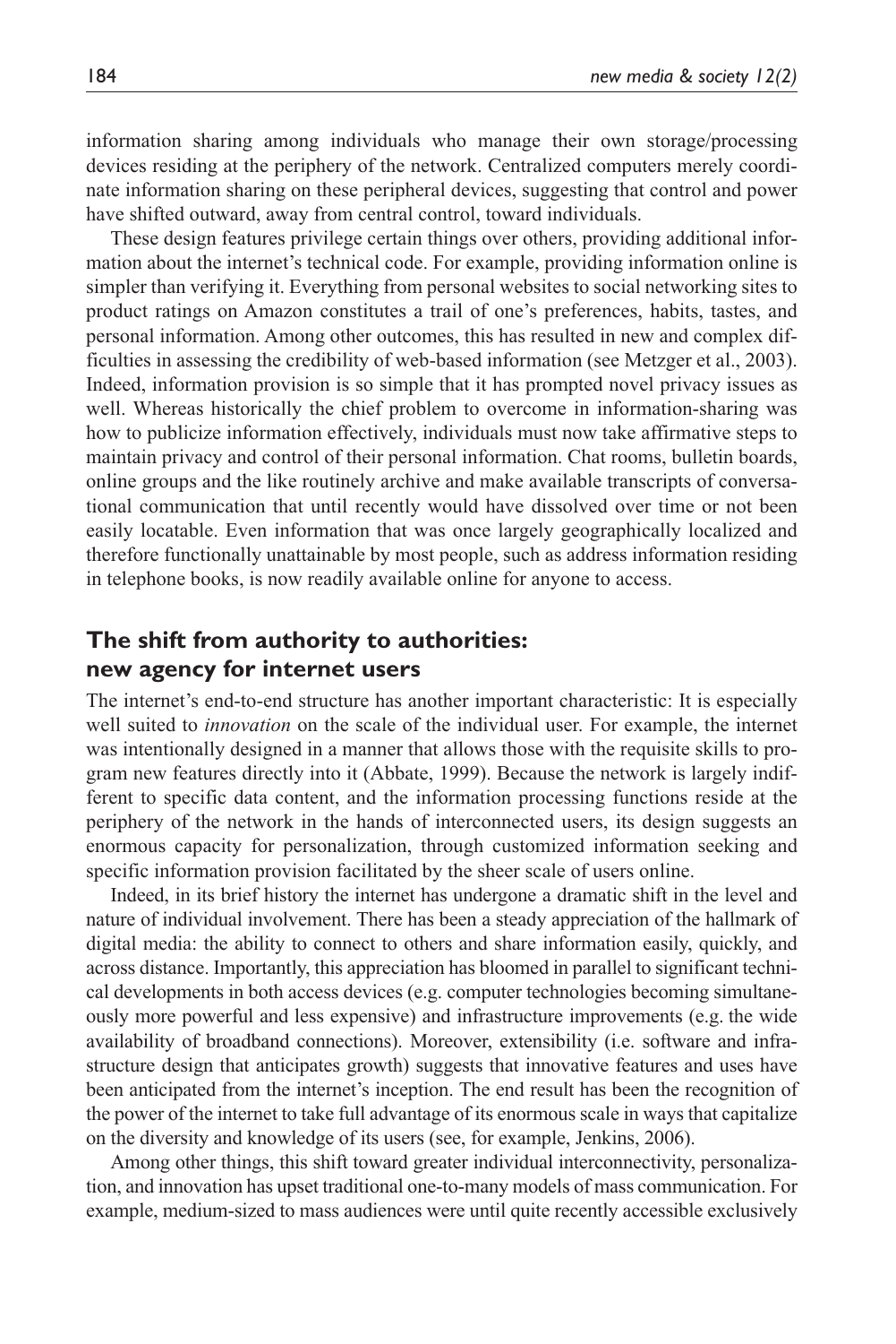information sharing among individuals who manage their own storage/processing devices residing at the periphery of the network. Centralized computers merely coordinate information sharing on these peripheral devices, suggesting that control and power have shifted outward, away from central control, toward individuals.

These design features privilege certain things over others, providing additional information about the internet's technical code. For example, providing information online is simpler than verifying it. Everything from personal websites to social networking sites to product ratings on Amazon constitutes a trail of one's preferences, habits, tastes, and personal information. Among other outcomes, this has resulted in new and complex difficulties in assessing the credibility of web-based information (see Metzger et al., 2003). Indeed, information provision is so simple that it has prompted novel privacy issues as well. Whereas historically the chief problem to overcome in information-sharing was how to publicize information effectively, individuals must now take affirmative steps to maintain privacy and control of their personal information. Chat rooms, bulletin boards, online groups and the like routinely archive and make available transcripts of conversational communication that until recently would have dissolved over time or not been easily locatable. Even information that was once largely geographically localized and therefore functionally unattainable by most people, such as address information residing in telephone books, is now readily available online for anyone to access.

## The shift from authority to authorities: new agency for internet users

The internet's end-to-end structure has another important characteristic: It is especially well suited to *innovation* on the scale of the individual user. For example, the internet was intentionally designed in a manner that allows those with the requisite skills to program new features directly into it (Abbate, 1999). Because the network is largely indifferent to specific data content, and the information processing functions reside at the periphery of the network in the hands of interconnected users, its design suggests an enormous capacity for personalization, through customized information seeking and specific information provision facilitated by the sheer scale of users online.

Indeed, in its brief history the internet has undergone a dramatic shift in the level and nature of individual involvement. There has been a steady appreciation of the hallmark of digital media: the ability to connect to others and share information easily, quickly, and across distance. Importantly, this appreciation has bloomed in parallel to significant technical developments in both access devices (e.g. computer technologies becoming simultaneously more powerful and less expensive) and infrastructure improvements (e.g. the wide availability of broadband connections). Moreover, extensibility (i.e. software and infrastructure design that anticipates growth) suggests that innovative features and uses have been anticipated from the internet's inception. The end result has been the recognition of the power of the internet to take full advantage of its enormous scale in ways that capitalize on the diversity and knowledge of its users (see, for example, Jenkins, 2006).

Among other things, this shift toward greater individual interconnectivity, personalization, and innovation has upset traditional one-to-many models of mass communication. For example, medium-sized to mass audiences were until quite recently accessible exclusively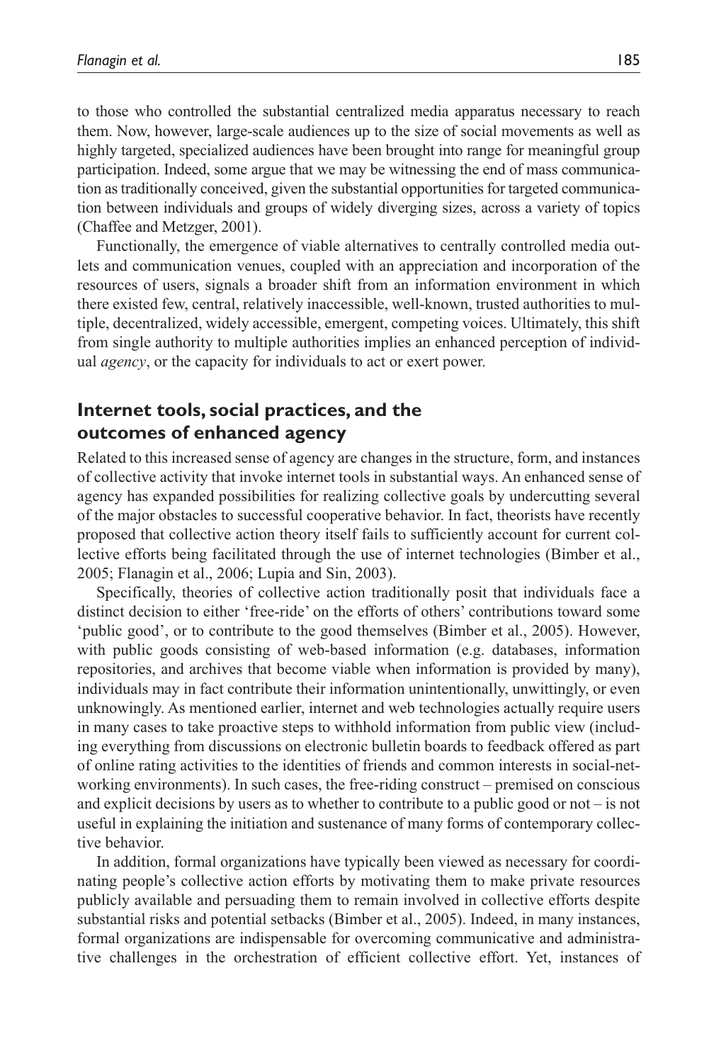to those who controlled the substantial centralized media apparatus necessary to reach them. Now, however, large-scale audiences up to the size of social movements as well as highly targeted, specialized audiences have been brought into range for meaningful group participation. Indeed, some argue that we may be witnessing the end of mass communication as traditionally conceived, given the substantial opportunities for targeted communication between individuals and groups of widely diverging sizes, across a variety of topics (Chaffee and Metzger, 2001).

Functionally, the emergence of viable alternatives to centrally controlled media outlets and communication venues, coupled with an appreciation and incorporation of the resources of users, signals a broader shift from an information environment in which there existed few, central, relatively inaccessible, well-known, trusted authorities to multiple, decentralized, widely accessible, emergent, competing voices. Ultimately, this shift from single authority to multiple authorities implies an enhanced perception of individual *agency*, or the capacity for individuals to act or exert power.

## Internet tools, social practices, and the outcomes of enhanced agency

Related to this increased sense of agency are changes in the structure, form, and instances of collective activity that invoke internet tools in substantial ways. An enhanced sense of agency has expanded possibilities for realizing collective goals by undercutting several of the major obstacles to successful cooperative behavior. In fact, theorists have recently proposed that collective action theory itself fails to sufficiently account for current collective efforts being facilitated through the use of internet technologies (Bimber et al., 2005; Flanagin et al., 2006; Lupia and Sin, 2003).

Specifically, theories of collective action traditionally posit that individuals face a distinct decision to either 'free-ride' on the efforts of others' contributions toward some 'public good', or to contribute to the good themselves (Bimber et al., 2005). However, with public goods consisting of web-based information (e.g. databases, information repositories, and archives that become viable when information is provided by many), individuals may in fact contribute their information unintentionally, unwittingly, or even unknowingly. As mentioned earlier, internet and web technologies actually require users in many cases to take proactive steps to withhold information from public view (including everything from discussions on electronic bulletin boards to feedback offered as part of online rating activities to the identities of friends and common interests in social-networking environments). In such cases, the free-riding construct – premised on conscious and explicit decisions by users as to whether to contribute to a public good or not – is not useful in explaining the initiation and sustenance of many forms of contemporary collective behavior.

In addition, formal organizations have typically been viewed as necessary for coordinating people's collective action efforts by motivating them to make private resources publicly available and persuading them to remain involved in collective efforts despite substantial risks and potential setbacks (Bimber et al., 2005). Indeed, in many instances, formal organizations are indispensable for overcoming communicative and administrative challenges in the orchestration of efficient collective effort. Yet, instances of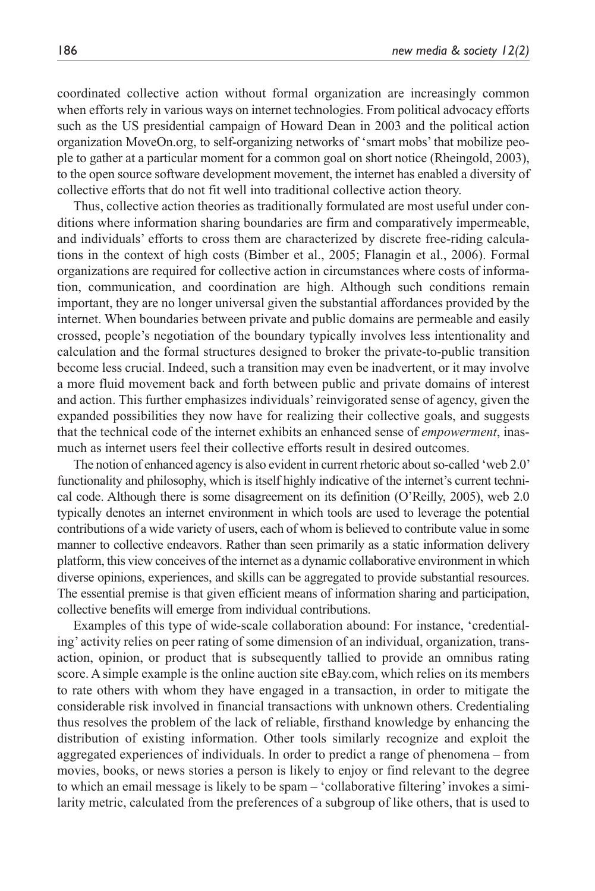coordinated collective action without formal organization are increasingly common when efforts rely in various ways on internet technologies. From political advocacy efforts such as the US presidential campaign of Howard Dean in 2003 and the political action organization MoveOn.org, to self-organizing networks of 'smart mobs' that mobilize people to gather at a particular moment for a common goal on short notice (Rheingold, 2003), to the open source software development movement, the internet has enabled a diversity of collective efforts that do not fit well into traditional collective action theory.

Thus, collective action theories as traditionally formulated are most useful under conditions where information sharing boundaries are firm and comparatively impermeable, and individuals' efforts to cross them are characterized by discrete free-riding calculations in the context of high costs (Bimber et al., 2005; Flanagin et al., 2006). Formal organizations are required for collective action in circumstances where costs of information, communication, and coordination are high. Although such conditions remain important, they are no longer universal given the substantial affordances provided by the internet. When boundaries between private and public domains are permeable and easily crossed, people's negotiation of the boundary typically involves less intentionality and calculation and the formal structures designed to broker the private-to-public transition become less crucial. Indeed, such a transition may even be inadvertent, or it may involve a more fluid movement back and forth between public and private domains of interest and action. This further emphasizes individuals' reinvigorated sense of agency, given the expanded possibilities they now have for realizing their collective goals, and suggests that the technical code of the internet exhibits an enhanced sense of *empowerment*, inasmuch as internet users feel their collective efforts result in desired outcomes.

The notion of enhanced agency is also evident in current rhetoric about so-called 'web 2.0' functionality and philosophy, which is itself highly indicative of the internet's current technical code. Although there is some disagreement on its definition (O'Reilly, 2005), web 2.0 typically denotes an internet environment in which tools are used to leverage the potential contributions of a wide variety of users, each of whom is believed to contribute value in some manner to collective endeavors. Rather than seen primarily as a static information delivery platform, this view conceives of the internet as a dynamic collaborative environment in which diverse opinions, experiences, and skills can be aggregated to provide substantial resources. The essential premise is that given efficient means of information sharing and participation, collective benefits will emerge from individual contributions.

Examples of this type of wide-scale collaboration abound: For instance, 'credentialing' activity relies on peer rating of some dimension of an individual, organization, transaction, opinion, or product that is subsequently tallied to provide an omnibus rating score. A simple example is the online auction site eBay.com, which relies on its members to rate others with whom they have engaged in a transaction, in order to mitigate the considerable risk involved in financial transactions with unknown others. Credentialing thus resolves the problem of the lack of reliable, firsthand knowledge by enhancing the distribution of existing information. Other tools similarly recognize and exploit the aggregated experiences of individuals. In order to predict a range of phenomena – from movies, books, or news stories a person is likely to enjoy or find relevant to the degree to which an email message is likely to be spam – 'collaborative filtering' invokes a similarity metric, calculated from the preferences of a subgroup of like others, that is used to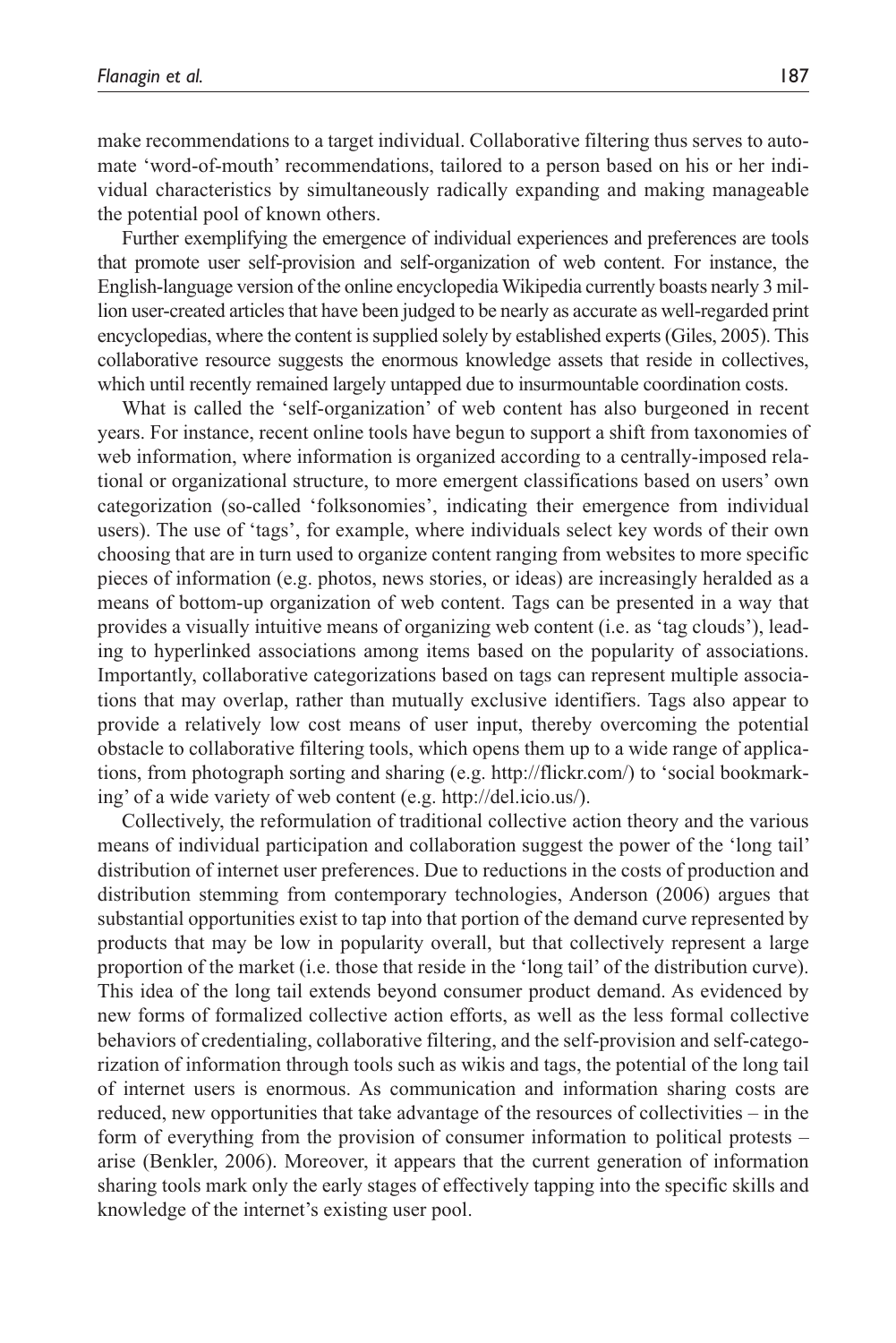make recommendations to a target individual. Collaborative filtering thus serves to automate 'word-of-mouth' recommendations, tailored to a person based on his or her individual characteristics by simultaneously radically expanding and making manageable the potential pool of known others.

Further exemplifying the emergence of individual experiences and preferences are tools that promote user self-provision and self-organization of web content. For instance, the English-language version of the online encyclopedia Wikipedia currently boasts nearly 3 million user-created articles that have been judged to be nearly as accurate as well-regarded print encyclopedias, where the content is supplied solely by established experts (Giles, 2005). This collaborative resource suggests the enormous knowledge assets that reside in collectives, which until recently remained largely untapped due to insurmountable coordination costs.

What is called the 'self-organization' of web content has also burgeoned in recent years. For instance, recent online tools have begun to support a shift from taxonomies of web information, where information is organized according to a centrally-imposed relational or organizational structure, to more emergent classifications based on users' own categorization (so-called 'folksonomies', indicating their emergence from individual users). The use of 'tags', for example, where individuals select key words of their own choosing that are in turn used to organize content ranging from websites to more specific pieces of information (e.g. photos, news stories, or ideas) are increasingly heralded as a means of bottom-up organization of web content. Tags can be presented in a way that provides a visually intuitive means of organizing web content (i.e. as 'tag clouds'), leading to hyperlinked associations among items based on the popularity of associations. Importantly, collaborative categorizations based on tags can represent multiple associations that may overlap, rather than mutually exclusive identifiers. Tags also appear to provide a relatively low cost means of user input, thereby overcoming the potential obstacle to collaborative filtering tools, which opens them up to a wide range of applications, from photograph sorting and sharing (e.g. http://flickr.com/) to 'social bookmarking' of a wide variety of web content (e.g. http://del.icio.us/).

Collectively, the reformulation of traditional collective action theory and the various means of individual participation and collaboration suggest the power of the 'long tail' distribution of internet user preferences. Due to reductions in the costs of production and distribution stemming from contemporary technologies, Anderson (2006) argues that substantial opportunities exist to tap into that portion of the demand curve represented by products that may be low in popularity overall, but that collectively represent a large proportion of the market (i.e. those that reside in the 'long tail' of the distribution curve). This idea of the long tail extends beyond consumer product demand. As evidenced by new forms of formalized collective action efforts, as well as the less formal collective behaviors of credentialing, collaborative filtering, and the self-provision and self-categorization of information through tools such as wikis and tags, the potential of the long tail of internet users is enormous. As communication and information sharing costs are reduced, new opportunities that take advantage of the resources of collectivities – in the form of everything from the provision of consumer information to political protests – arise (Benkler, 2006). Moreover, it appears that the current generation of information sharing tools mark only the early stages of effectively tapping into the specific skills and knowledge of the internet's existing user pool.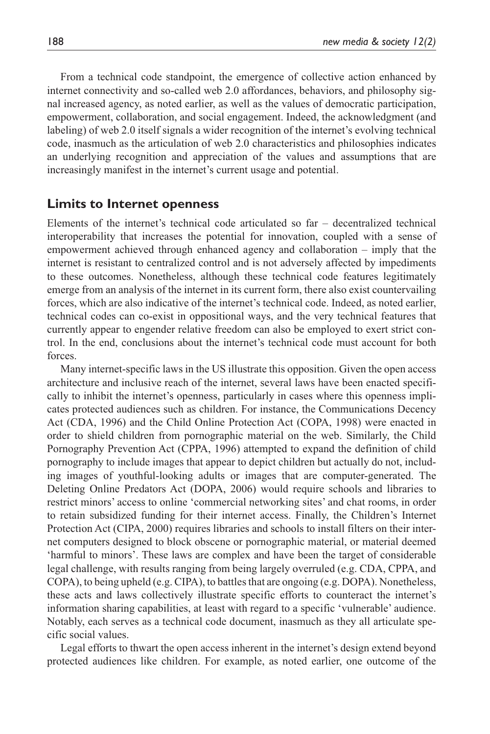From a technical code standpoint, the emergence of collective action enhanced by internet connectivity and so-called web 2.0 affordances, behaviors, and philosophy signal increased agency, as noted earlier, as well as the values of democratic participation, empowerment, collaboration, and social engagement. Indeed, the acknowledgment (and labeling) of web 2.0 itself signals a wider recognition of the internet's evolving technical code, inasmuch as the articulation of web 2.0 characteristics and philosophies indicates an underlying recognition and appreciation of the values and assumptions that are increasingly manifest in the internet's current usage and potential.

## Limits to Internet openness

Elements of the internet's technical code articulated so far – decentralized technical interoperability that increases the potential for innovation, coupled with a sense of empowerment achieved through enhanced agency and collaboration – imply that the internet is resistant to centralized control and is not adversely affected by impediments to these outcomes. Nonetheless, although these technical code features legitimately emerge from an analysis of the internet in its current form, there also exist countervailing forces, which are also indicative of the internet's technical code. Indeed, as noted earlier, technical codes can co-exist in oppositional ways, and the very technical features that currently appear to engender relative freedom can also be employed to exert strict control. In the end, conclusions about the internet's technical code must account for both forces.

Many internet-specific laws in the US illustrate this opposition. Given the open access architecture and inclusive reach of the internet, several laws have been enacted specifically to inhibit the internet's openness, particularly in cases where this openness implicates protected audiences such as children. For instance, the Communications Decency Act (CDA, 1996) and the Child Online Protection Act (COPA, 1998) were enacted in order to shield children from pornographic material on the web. Similarly, the Child Pornography Prevention Act (CPPA, 1996) attempted to expand the definition of child pornography to include images that appear to depict children but actually do not, including images of youthful-looking adults or images that are computer-generated. The Deleting Online Predators Act (DOPA, 2006) would require schools and libraries to restrict minors' access to online 'commercial networking sites' and chat rooms, in order to retain subsidized funding for their internet access. Finally, the Children's Internet Protection Act (CIPA, 2000) requires libraries and schools to install filters on their internet computers designed to block obscene or pornographic material, or material deemed 'harmful to minors'. These laws are complex and have been the target of considerable legal challenge, with results ranging from being largely overruled (e.g. CDA, CPPA, and COPA), to being upheld (e.g. CIPA), to battles that are ongoing (e.g. DOPA). Nonetheless, these acts and laws collectively illustrate specific efforts to counteract the internet's information sharing capabilities, at least with regard to a specific 'vulnerable' audience. Notably, each serves as a technical code document, inasmuch as they all articulate specific social values.

Legal efforts to thwart the open access inherent in the internet's design extend beyond protected audiences like children. For example, as noted earlier, one outcome of the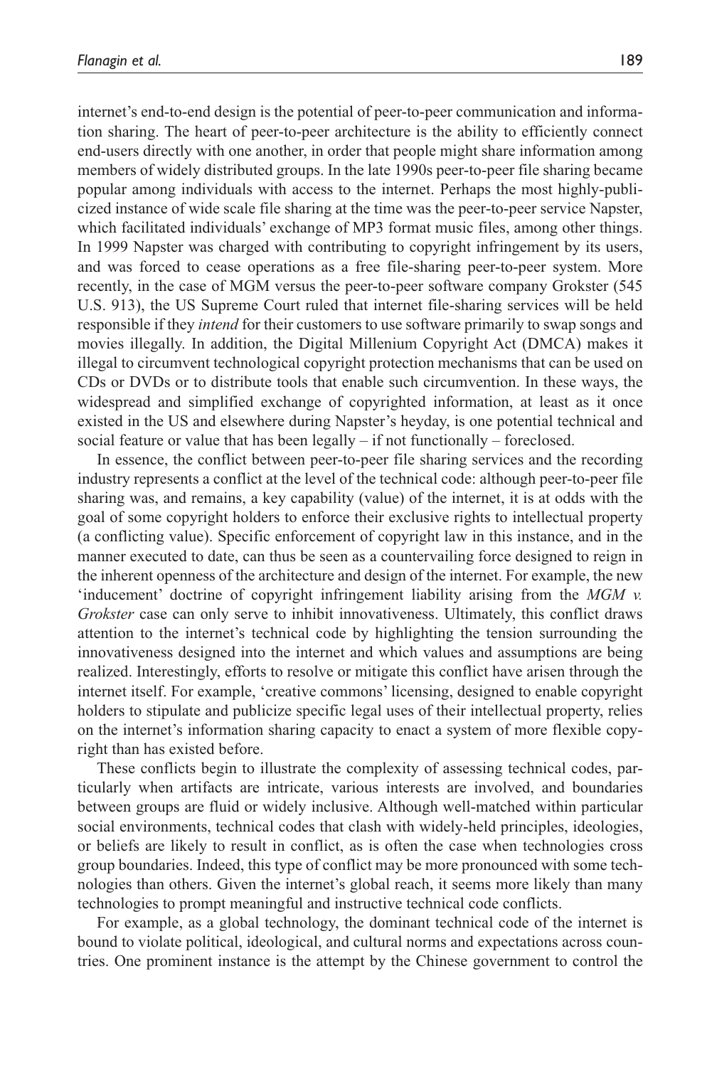internet's end-to-end design is the potential of peer-to-peer communication and information sharing. The heart of peer-to-peer architecture is the ability to efficiently connect end-users directly with one another, in order that people might share information among members of widely distributed groups. In the late 1990s peer-to-peer file sharing became popular among individuals with access to the internet. Perhaps the most highly-publicized instance of wide scale file sharing at the time was the peer-to-peer service Napster, which facilitated individuals' exchange of MP3 format music files, among other things. In 1999 Napster was charged with contributing to copyright infringement by its users, and was forced to cease operations as a free file-sharing peer-to-peer system. More recently, in the case of MGM versus the peer-to-peer software company Grokster (545 U.S. 913), the US Supreme Court ruled that internet file-sharing services will be held responsible if they *intend* for their customers to use software primarily to swap songs and movies illegally. In addition, the Digital Millenium Copyright Act (DMCA) makes it illegal to circumvent technological copyright protection mechanisms that can be used on CDs or DVDs or to distribute tools that enable such circumvention. In these ways, the widespread and simplified exchange of copyrighted information, at least as it once existed in the US and elsewhere during Napster's heyday, is one potential technical and social feature or value that has been legally – if not functionally – foreclosed.

In essence, the conflict between peer-to-peer file sharing services and the recording industry represents a conflict at the level of the technical code: although peer-to-peer file sharing was, and remains, a key capability (value) of the internet, it is at odds with the goal of some copyright holders to enforce their exclusive rights to intellectual property (a conflicting value). Specific enforcement of copyright law in this instance, and in the manner executed to date, can thus be seen as a countervailing force designed to reign in the inherent openness of the architecture and design of the internet. For example, the new 'inducement' doctrine of copyright infringement liability arising from the *MGM v. Grokster* case can only serve to inhibit innovativeness. Ultimately, this conflict draws attention to the internet's technical code by highlighting the tension surrounding the innovativeness designed into the internet and which values and assumptions are being realized. Interestingly, efforts to resolve or mitigate this conflict have arisen through the internet itself. For example, 'creative commons' licensing, designed to enable copyright holders to stipulate and publicize specific legal uses of their intellectual property, relies on the internet's information sharing capacity to enact a system of more flexible copyright than has existed before.

These conflicts begin to illustrate the complexity of assessing technical codes, particularly when artifacts are intricate, various interests are involved, and boundaries between groups are fluid or widely inclusive. Although well-matched within particular social environments, technical codes that clash with widely-held principles, ideologies, or beliefs are likely to result in conflict, as is often the case when technologies cross group boundaries. Indeed, this type of conflict may be more pronounced with some technologies than others. Given the internet's global reach, it seems more likely than many technologies to prompt meaningful and instructive technical code conflicts.

For example, as a global technology, the dominant technical code of the internet is bound to violate political, ideological, and cultural norms and expectations across countries. One prominent instance is the attempt by the Chinese government to control the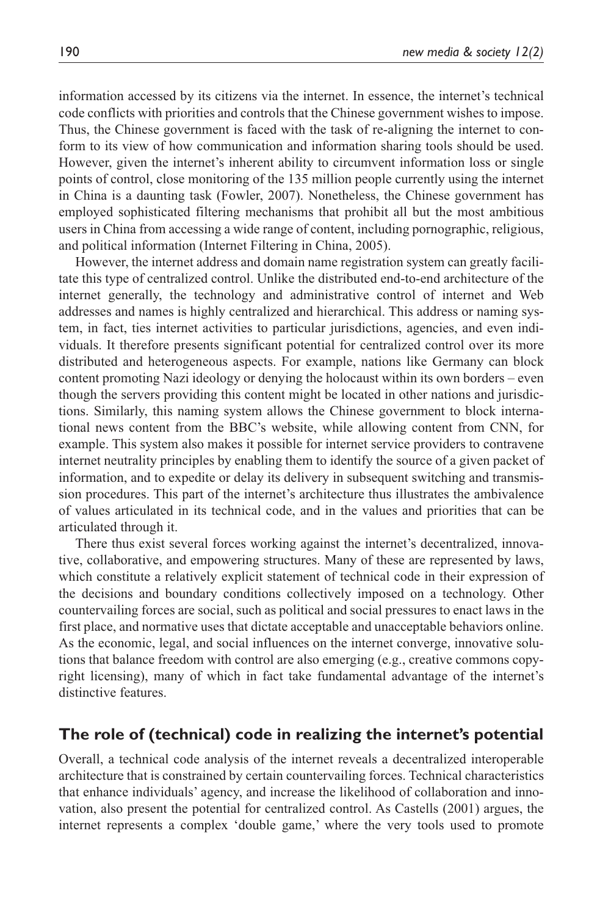information accessed by its citizens via the internet. In essence, the internet's technical code conflicts with priorities and controls that the Chinese government wishes to impose. Thus, the Chinese government is faced with the task of re-aligning the internet to conform to its view of how communication and information sharing tools should be used. However, given the internet's inherent ability to circumvent information loss or single points of control, close monitoring of the 135 million people currently using the internet in China is a daunting task (Fowler, 2007). Nonetheless, the Chinese government has employed sophisticated filtering mechanisms that prohibit all but the most ambitious users in China from accessing a wide range of content, including pornographic, religious, and political information (Internet Filtering in China, 2005).

However, the internet address and domain name registration system can greatly facilitate this type of centralized control. Unlike the distributed end-to-end architecture of the internet generally, the technology and administrative control of internet and Web addresses and names is highly centralized and hierarchical. This address or naming system, in fact, ties internet activities to particular jurisdictions, agencies, and even individuals. It therefore presents significant potential for centralized control over its more distributed and heterogeneous aspects. For example, nations like Germany can block content promoting Nazi ideology or denying the holocaust within its own borders – even though the servers providing this content might be located in other nations and jurisdictions. Similarly, this naming system allows the Chinese government to block international news content from the BBC's website, while allowing content from CNN, for example. This system also makes it possible for internet service providers to contravene internet neutrality principles by enabling them to identify the source of a given packet of information, and to expedite or delay its delivery in subsequent switching and transmission procedures. This part of the internet's architecture thus illustrates the ambivalence of values articulated in its technical code, and in the values and priorities that can be articulated through it.

There thus exist several forces working against the internet's decentralized, innovative, collaborative, and empowering structures. Many of these are represented by laws, which constitute a relatively explicit statement of technical code in their expression of the decisions and boundary conditions collectively imposed on a technology. Other countervailing forces are social, such as political and social pressures to enact laws in the first place, and normative uses that dictate acceptable and unacceptable behaviors online. As the economic, legal, and social influences on the internet converge, innovative solutions that balance freedom with control are also emerging (e.g., creative commons copyright licensing), many of which in fact take fundamental advantage of the internet's distinctive features.

## The role of (technical) code in realizing the internet's potential

Overall, a technical code analysis of the internet reveals a decentralized interoperable architecture that is constrained by certain countervailing forces. Technical characteristics that enhance individuals' agency, and increase the likelihood of collaboration and innovation, also present the potential for centralized control. As Castells (2001) argues, the internet represents a complex 'double game,' where the very tools used to promote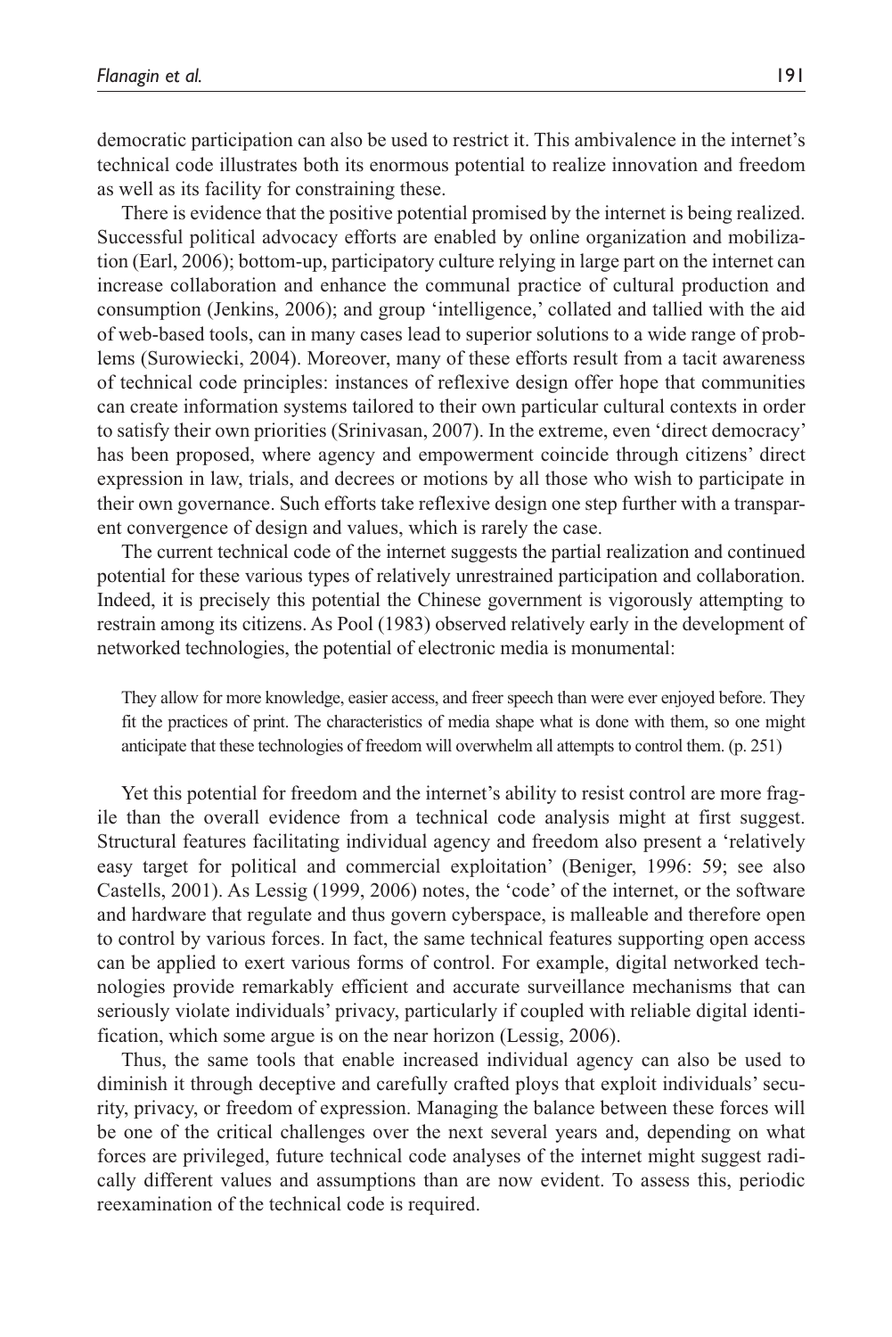democratic participation can also be used to restrict it. This ambivalence in the internet's technical code illustrates both its enormous potential to realize innovation and freedom as well as its facility for constraining these.

There is evidence that the positive potential promised by the internet is being realized. Successful political advocacy efforts are enabled by online organization and mobilization (Earl, 2006); bottom-up, participatory culture relying in large part on the internet can increase collaboration and enhance the communal practice of cultural production and consumption (Jenkins, 2006); and group 'intelligence,' collated and tallied with the aid of web-based tools, can in many cases lead to superior solutions to a wide range of problems (Surowiecki, 2004). Moreover, many of these efforts result from a tacit awareness of technical code principles: instances of reflexive design offer hope that communities can create information systems tailored to their own particular cultural contexts in order to satisfy their own priorities (Srinivasan, 2007). In the extreme, even 'direct democracy' has been proposed, where agency and empowerment coincide through citizens' direct expression in law, trials, and decrees or motions by all those who wish to participate in their own governance. Such efforts take reflexive design one step further with a transparent convergence of design and values, which is rarely the case.

The current technical code of the internet suggests the partial realization and continued potential for these various types of relatively unrestrained participation and collaboration. Indeed, it is precisely this potential the Chinese government is vigorously attempting to restrain among its citizens. As Pool (1983) observed relatively early in the development of networked technologies, the potential of electronic media is monumental:

> They allow for more knowledge, easier access, and freer speech than were ever enjoyed before. They fit the practices of print. The characteristics of media shape what is done with them, so one might anticipate that these technologies of freedom will overwhelm all attempts to control them. (p. 251)

Yet this potential for freedom and the internet's ability to resist control are more fragile than the overall evidence from a technical code analysis might at first suggest. Structural features facilitating individual agency and freedom also present a 'relatively easy target for political and commercial exploitation' (Beniger, 1996: 59; see also Castells, 2001). As Lessig (1999, 2006) notes, the 'code' of the internet, or the software and hardware that regulate and thus govern cyberspace, is malleable and therefore open to control by various forces. In fact, the same technical features supporting open access can be applied to exert various forms of control. For example, digital networked technologies provide remarkably efficient and accurate surveillance mechanisms that can seriously violate individuals' privacy, particularly if coupled with reliable digital identification, which some argue is on the near horizon (Lessig, 2006).

Thus, the same tools that enable increased individual agency can also be used to diminish it through deceptive and carefully crafted ploys that exploit individuals' security, privacy, or freedom of expression. Managing the balance between these forces will be one of the critical challenges over the next several years and, depending on what forces are privileged, future technical code analyses of the internet might suggest radically different values and assumptions than are now evident. To assess this, periodic reexamination of the technical code is required.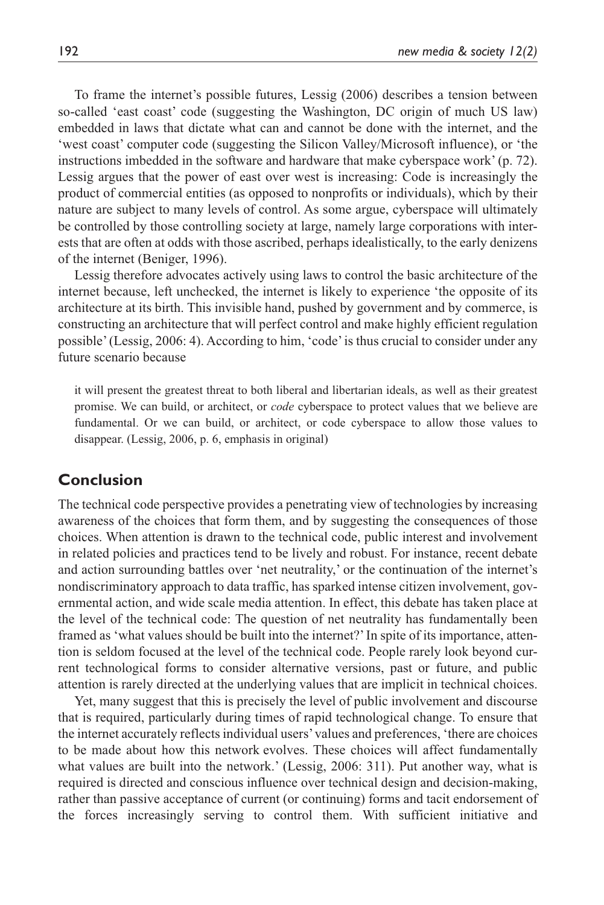To frame the internet's possible futures, Lessig (2006) describes a tension between so-called 'east coast' code (suggesting the Washington, DC origin of much US law) embedded in laws that dictate what can and cannot be done with the internet, and the 'west coast' computer code (suggesting the Silicon Valley/Microsoft influence), or 'the instructions imbedded in the software and hardware that make cyberspace work' (p. 72). Lessig argues that the power of east over west is increasing: Code is increasingly the product of commercial entities (as opposed to nonprofits or individuals), which by their nature are subject to many levels of control. As some argue, cyberspace will ultimately be controlled by those controlling society at large, namely large corporations with interests that are often at odds with those ascribed, perhaps idealistically, to the early denizens of the internet (Beniger, 1996).

Lessig therefore advocates actively using laws to control the basic architecture of the internet because, left unchecked, the internet is likely to experience 'the opposite of its architecture at its birth. This invisible hand, pushed by government and by commerce, is constructing an architecture that will perfect control and make highly efficient regulation possible' (Lessig, 2006: 4). According to him, 'code' is thus crucial to consider under any future scenario because

> it will present the greatest threat to both liberal and libertarian ideals, as well as their greatest promise. We can build, or architect, or *code* cyberspace to protect values that we believe are fundamental. Or we can build, or architect, or code cyberspace to allow those values to disappear. (Lessig, 2006, p. 6, emphasis in original)

## Conclusion

The technical code perspective provides a penetrating view of technologies by increasing awareness of the choices that form them, and by suggesting the consequences of those choices. When attention is drawn to the technical code, public interest and involvement in related policies and practices tend to be lively and robust. For instance, recent debate and action surrounding battles over 'net neutrality,' or the continuation of the internet's nondiscriminatory approach to data traffic, has sparked intense citizen involvement, governmental action, and wide scale media attention. In effect, this debate has taken place at the level of the technical code: The question of net neutrality has fundamentally been framed as 'what values should be built into the internet?' In spite of its importance, attention is seldom focused at the level of the technical code. People rarely look beyond current technological forms to consider alternative versions, past or future, and public attention is rarely directed at the underlying values that are implicit in technical choices.

Yet, many suggest that this is precisely the level of public involvement and discourse that is required, particularly during times of rapid technological change. To ensure that the internet accurately reflects individual users' values and preferences, 'there are choices to be made about how this network evolves. These choices will affect fundamentally what values are built into the network.' (Lessig, 2006: 311). Put another way, what is required is directed and conscious influence over technical design and decision-making, rather than passive acceptance of current (or continuing) forms and tacit endorsement of the forces increasingly serving to control them. With sufficient initiative and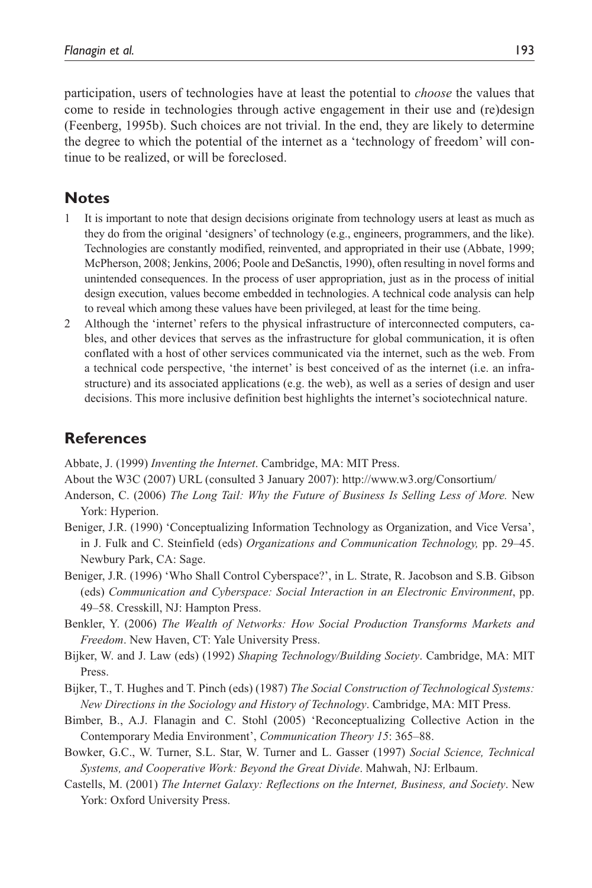participation, users of technologies have at least the potential to *choose* the values that come to reside in technologies through active engagement in their use and (re)design (Feenberg, 1995b). Such choices are not trivial. In the end, they are likely to determine the degree to which the potential of the internet as a 'technology of freedom' will continue to be realized, or will be foreclosed.

## Notes

1 It is important to note that design decisions originate from technology users at least as much as they do from the original 'designers' of technology (e.g., engineers, programmers, and the like). Technologies are constantly modified, reinvented, and appropriated in their use (Abbate, 1999; McPherson, 2008; Jenkins, 2006; Poole and DeSanctis, 1990), often resulting in novel forms and unintended consequences. In the process of user appropriation, just as in the process of initial design execution, values become embedded in technologies. A technical code analysis can help to reveal which among these values have been privileged, at least for the time being.

2 Although the 'internet' refers to the physical infrastructure of interconnected computers, cables, and other devices that serves as the infrastructure for global communication, it is often conflated with a host of other services communicated via the internet, such as the web. From a technical code perspective, 'the internet' is best conceived of as the internet (i.e. an infrastructure) and its associated applications (e.g. the web), as well as a series of design and user decisions. This more inclusive definition best highlights the internet's sociotechnical nature.

## References

Abbate, J. (1999) *Inventing the Internet*. Cambridge, MA: MIT Press.

About the W3C (2007) URL (consulted 3 January 2007): http://www.w3.org/Consortium/

Anderson, C. (2006) *The Long Tail: Why the Future of Business Is Selling Less of More.* New York: Hyperion.

Beniger, J.R. (1990) 'Conceptualizing Information Technology as Organization, and Vice Versa', in J. Fulk and C. Steinfield (eds) *Organizations and Communication Technology,* pp. 29–45. Newbury Park, CA: Sage.

Beniger, J.R. (1996) 'Who Shall Control Cyberspace?', in L. Strate, R. Jacobson and S.B. Gibson (eds) *Communication and Cyberspace: Social Interaction in an Electronic Environment*, pp. 49–58. Cresskill, NJ: Hampton Press.

Benkler, Y. (2006) *The Wealth of Networks: How Social Production Transforms Markets and Freedom*. New Haven, CT: Yale University Press.

Bijker, W. and J. Law (eds) (1992) *Shaping Technology/Building Society*. Cambridge, MA: MIT Press.

Bijker, T., T. Hughes and T. Pinch (eds) (1987) *The Social Construction of Technological Systems: New Directions in the Sociology and History of Technology*. Cambridge, MA: MIT Press.

Bimber, B., A.J. Flanagin and C. Stohl (2005) 'Reconceptualizing Collective Action in the Contemporary Media Environment', *Communication Theory 15*: 365–88.

Bowker, G.C., W. Turner, S.L. Star, W. Turner and L. Gasser (1997) *Social Science, Technical Systems, and Cooperative Work: Beyond the Great Divide*. Mahwah, NJ: Erlbaum.

Castells, M. (2001) *The Internet Galaxy: Reflections on the Internet, Business, and Society*. New York: Oxford University Press.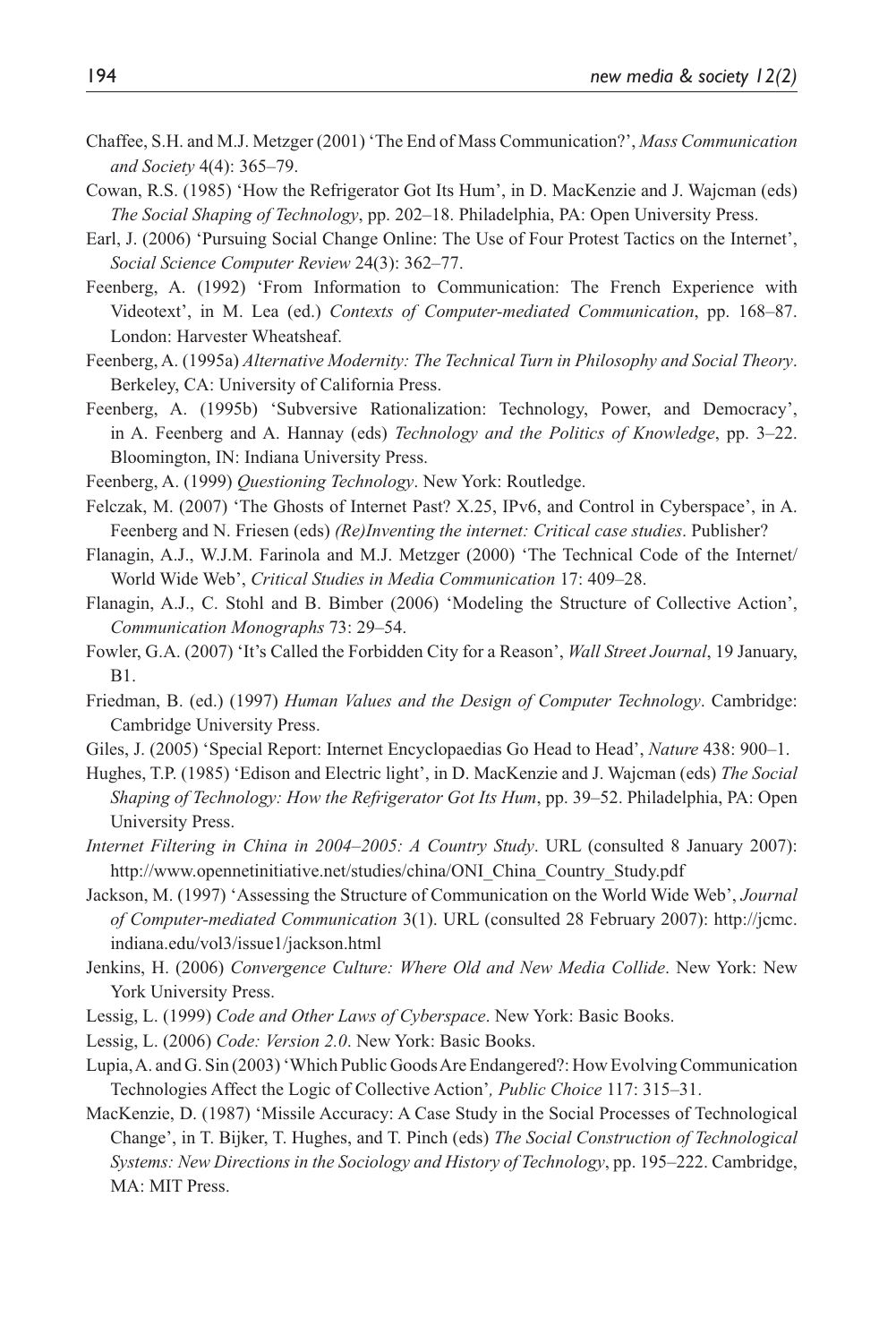Chaffee, S.H. and M.J. Metzger (2001) 'The End of Mass Communication?', *Mass Communication and Society* 4(4): 365–79.

Cowan, R.S. (1985) 'How the Refrigerator Got Its Hum', in D. MacKenzie and J. Wajcman (eds) *The Social Shaping of Technology*, pp. 202–18. Philadelphia, PA: Open University Press.

Earl, J. (2006) 'Pursuing Social Change Online: The Use of Four Protest Tactics on the Internet', *Social Science Computer Review* 24(3): 362–77.

Feenberg, A. (1992) 'From Information to Communication: The French Experience with Videotext', in M. Lea (ed.) *Contexts of Computer-mediated Communication*, pp. 168–87. London: Harvester Wheatsheaf.

Feenberg, A. (1995a) *Alternative Modernity: The Technical Turn in Philosophy and Social Theory*. Berkeley, CA: University of California Press.

Feenberg, A. (1995b) 'Subversive Rationalization: Technology, Power, and Democracy', in A. Feenberg and A. Hannay (eds) *Technology and the Politics of Knowledge*, pp. 3–22. Bloomington, IN: Indiana University Press.

Feenberg, A. (1999) *Questioning Technology*. New York: Routledge.

Felczak, M. (2007) 'The Ghosts of Internet Past? X.25, IPv6, and Control in Cyberspace', in A. Feenberg and N. Friesen (eds) *(Re)Inventing the internet: Critical case studies*. Publisher?

Flanagin, A.J., W.J.M. Farinola and M.J. Metzger (2000) 'The Technical Code of the Internet/World Wide Web', *Critical Studies in Media Communication* 17: 409–28.

Flanagin, A.J., C. Stohl and B. Bimber (2006) 'Modeling the Structure of Collective Action', *Communication Monographs* 73: 29–54.

Fowler, G.A. (2007) 'It's Called the Forbidden City for a Reason', *Wall Street Journal*, 19 January, B1.

Friedman, B. (ed.) (1997) *Human Values and the Design of Computer Technology*. Cambridge: Cambridge University Press.

Giles, J. (2005) 'Special Report: Internet Encyclopaedias Go Head to Head', *Nature* 438: 900–1.

Hughes, T.P. (1985) 'Edison and Electric light', in D. MacKenzie and J. Wajcman (eds) *The Social Shaping of Technology: How the Refrigerator Got Its Hum*, pp. 39–52. Philadelphia, PA: Open University Press.

*Internet Filtering in China in 2004–2005: A Country Study*. URL (consulted 8 January 2007): http://www.opennetinitiative.net/studies/china/ONI_China_Country_Study.pdf

Jackson, M. (1997) 'Assessing the Structure of Communication on the World Wide Web', *Journal of Computer-mediated Communication* 3(1). URL (consulted 28 February 2007): http://jcmc.indiana.edu/vol3/issue1/jackson.html

Jenkins, H. (2006) *Convergence Culture: Where Old and New Media Collide*. New York: New York University Press.

Lessig, L. (1999) *Code and Other Laws of Cyberspace*. New York: Basic Books.

Lessig, L. (2006) *Code: Version 2.0*. New York: Basic Books.

Lupia, A. and G. Sin (2003) 'Which Public Goods Are Endangered?: How Evolving Communication Technologies Affect the Logic of Collective Action', *Public Choice* 117: 315–31.

MacKenzie, D. (1987) 'Missile Accuracy: A Case Study in the Social Processes of Technological Change', in T. Bijker, T. Hughes, and T. Pinch (eds) *The Social Construction of Technological Systems: New Directions in the Sociology and History of Technology*, pp. 195–222. Cambridge, MA: MIT Press.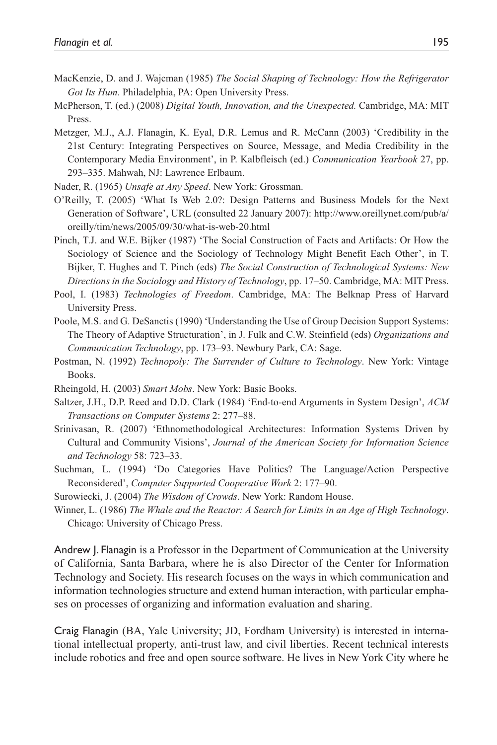MacKenzie, D. and J. Wajcman (1985) *The Social Shaping of Technology: How the Refrigerator Got Its Hum*. Philadelphia, PA: Open University Press.

McPherson, T. (ed.) (2008) *Digital Youth, Innovation, and the Unexpected.* Cambridge, MA: MIT Press.

Metzger, M.J., A.J. Flanagin, K. Eyal, D.R. Lemus and R. McCann (2003) 'Credibility in the 21st Century: Integrating Perspectives on Source, Message, and Media Credibility in the Contemporary Media Environment', in P. Kalbfleisch (ed.) *Communication Yearbook* 27, pp. 293–335. Mahwah, NJ: Lawrence Erlbaum.

Nader, R. (1965) *Unsafe at Any Speed*. New York: Grossman.

O'Reilly, T. (2005) 'What Is Web 2.0?: Design Patterns and Business Models for the Next Generation of Software', URL (consulted 22 January 2007): http://www.oreillynet.com/pub/a/oreilly/tim/news/2005/09/30/what-is-web-20.html

Pinch, T.J. and W.E. Bijker (1987) 'The Social Construction of Facts and Artifacts: Or How the Sociology of Science and the Sociology of Technology Might Benefit Each Other', in T. Bijker, T. Hughes and T. Pinch (eds) *The Social Construction of Technological Systems: New Directions in the Sociology and History of Technology*, pp. 17–50. Cambridge, MA: MIT Press.

Pool, I. (1983) *Technologies of Freedom*. Cambridge, MA: The Belknap Press of Harvard University Press.

Poole, M.S. and G. DeSanctis (1990) 'Understanding the Use of Group Decision Support Systems: The Theory of Adaptive Structuration', in J. Fulk and C.W. Steinfield (eds) *Organizations and Communication Technology*, pp. 173–93. Newbury Park, CA: Sage.

Postman, N. (1992) *Technopoly: The Surrender of Culture to Technology*. New York: Vintage Books.

Rheingold, H. (2003) *Smart Mobs*. New York: Basic Books.

Saltzer, J.H., D.P. Reed and D.D. Clark (1984) 'End-to-end Arguments in System Design', *ACM Transactions on Computer Systems* 2: 277–88.

Srinivasan, R. (2007) 'Ethnomethodological Architectures: Information Systems Driven by Cultural and Community Visions', *Journal of the American Society for Information Science and Technology* 58: 723–33.

Suchman, L. (1994) 'Do Categories Have Politics? The Language/Action Perspective Reconsidered', *Computer Supported Cooperative Work* 2: 177–90.

Surowiecki, J. (2004) *The Wisdom of Crowds*. New York: Random House.

Winner, L. (1986) *The Whale and the Reactor: A Search for Limits in an Age of High Technology*. Chicago: University of Chicago Press.

Andrew J. Flanagin is a Professor in the Department of Communication at the University of California, Santa Barbara, where he is also Director of the Center for Information Technology and Society. His research focuses on the ways in which communication and information technologies structure and extend human interaction, with particular emphases on processes of organizing and information evaluation and sharing.

Craig Flanagin (BA, Yale University; JD, Fordham University) is interested in international intellectual property, anti-trust law, and civil liberties. Recent technical interests include robotics and free and open source software. He lives in New York City where he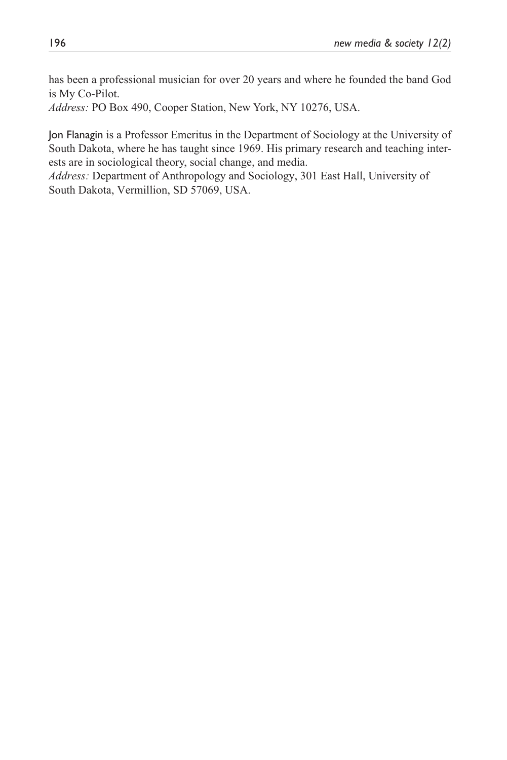has been a professional musician for over 20 years and where he founded the band God is My Co-Pilot.

*Address:* PO Box 490, Cooper Station, New York, NY 10276, USA.

Jon Flanagin is a Professor Emeritus in the Department of Sociology at the University of South Dakota, where he has taught since 1969. His primary research and teaching interests are in sociological theory, social change, and media.

*Address:* Department of Anthropology and Sociology, 301 East Hall, University of South Dakota, Vermillion, SD 57069, USA.